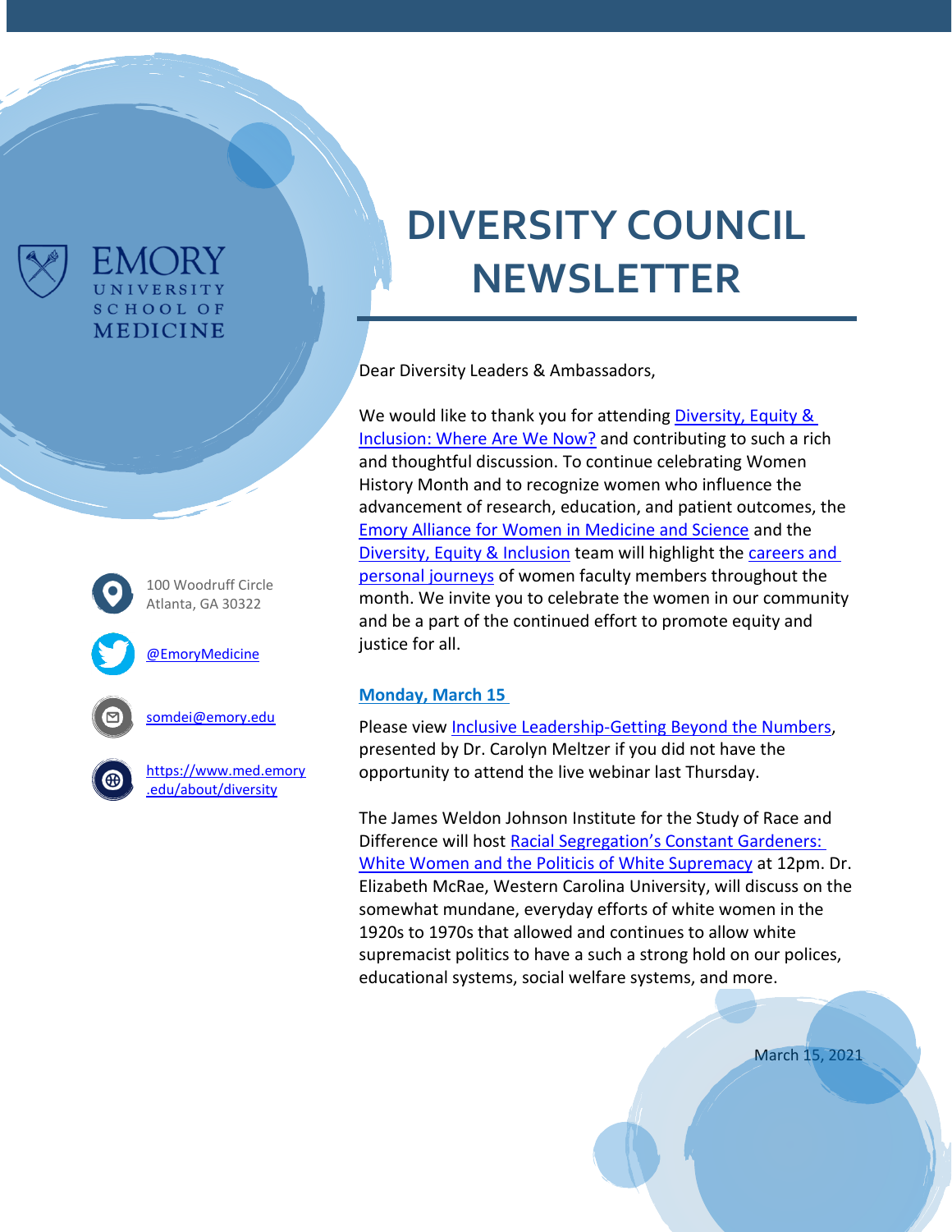EMORY UNIVERSITY SCHOOL OF MEDICINE

# DIVERSITY COUNCIL NEWSLETTER

100 Woodruff Circle
Atlanta, GA 30322

@EmoryMedicine

somdei@emory.edu

https://www.med.emory.edu/about/diversity

Dear Diversity Leaders & Ambassadors,

We would like to thank you for attending Diversity, Equity & Inclusion: Where Are We Now? and contributing to such a rich and thoughtful discussion. To continue celebrating Women History Month and to recognize women who influence the advancement of research, education, and patient outcomes, the Emory Alliance for Women in Medicine and Science and the Diversity, Equity & Inclusion team will highlight the careers and personal journeys of women faculty members throughout the month. We invite you to celebrate the women in our community and be a part of the continued effort to promote equity and justice for all.

### Monday, March 15

Please view Inclusive Leadership-Getting Beyond the Numbers, presented by Dr. Carolyn Meltzer if you did not have the opportunity to attend the live webinar last Thursday.

The James Weldon Johnson Institute for the Study of Race and Difference will host Racial Segregation's Constant Gardeners: White Women and the Politicis of White Supremacy at 12pm. Dr. Elizabeth McRae, Western Carolina University, will discuss on the somewhat mundane, everyday efforts of white women in the 1920s to 1970s that allowed and continues to allow white supremacist politics to have a such a strong hold on our polices, educational systems, social welfare systems, and more.

March 15, 2021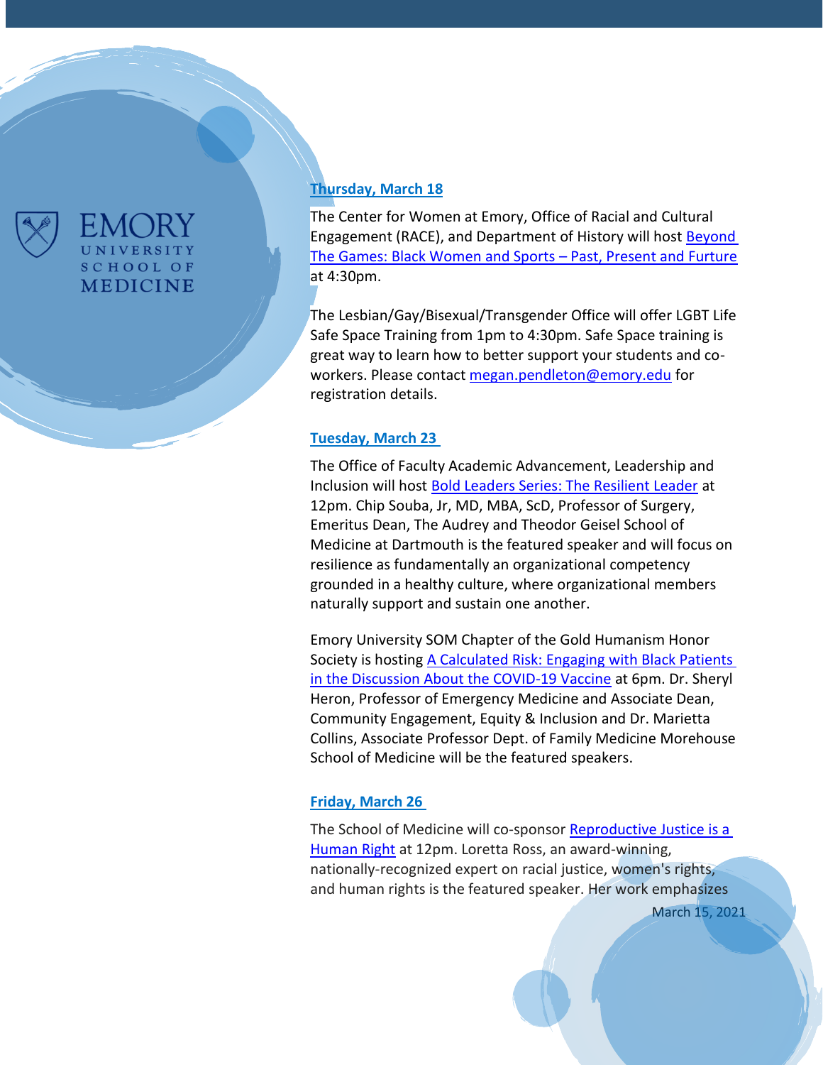### Thursday, March 18

The Center for Women at Emory, Office of Racial and Cultural Engagement (RACE), and Department of History will host Beyond The Games: Black Women and Sports – Past, Present and Furture at 4:30pm.

The Lesbian/Gay/Bisexual/Transgender Office will offer LGBT Life Safe Space Training from 1pm to 4:30pm. Safe Space training is great way to learn how to better support your students and co-workers. Please contact megan.pendleton@emory.edu for registration details.

### Tuesday, March 23

The Office of Faculty Academic Advancement, Leadership and Inclusion will host Bold Leaders Series: The Resilient Leader at 12pm. Chip Souba, Jr, MD, MBA, ScD, Professor of Surgery, Emeritus Dean, The Audrey and Theodor Geisel School of Medicine at Dartmouth is the featured speaker and will focus on resilience as fundamentally an organizational competency grounded in a healthy culture, where organizational members naturally support and sustain one another.

Emory University SOM Chapter of the Gold Humanism Honor Society is hosting A Calculated Risk: Engaging with Black Patients in the Discussion About the COVID-19 Vaccine at 6pm. Dr. Sheryl Heron, Professor of Emergency Medicine and Associate Dean, Community Engagement, Equity & Inclusion and Dr. Marietta Collins, Associate Professor Dept. of Family Medicine Morehouse School of Medicine will be the featured speakers.

### Friday, March 26

The School of Medicine will co-sponsor Reproductive Justice is a Human Right at 12pm. Loretta Ross, an award-winning, nationally-recognized expert on racial justice, women's rights, and human rights is the featured speaker. Her work emphasizes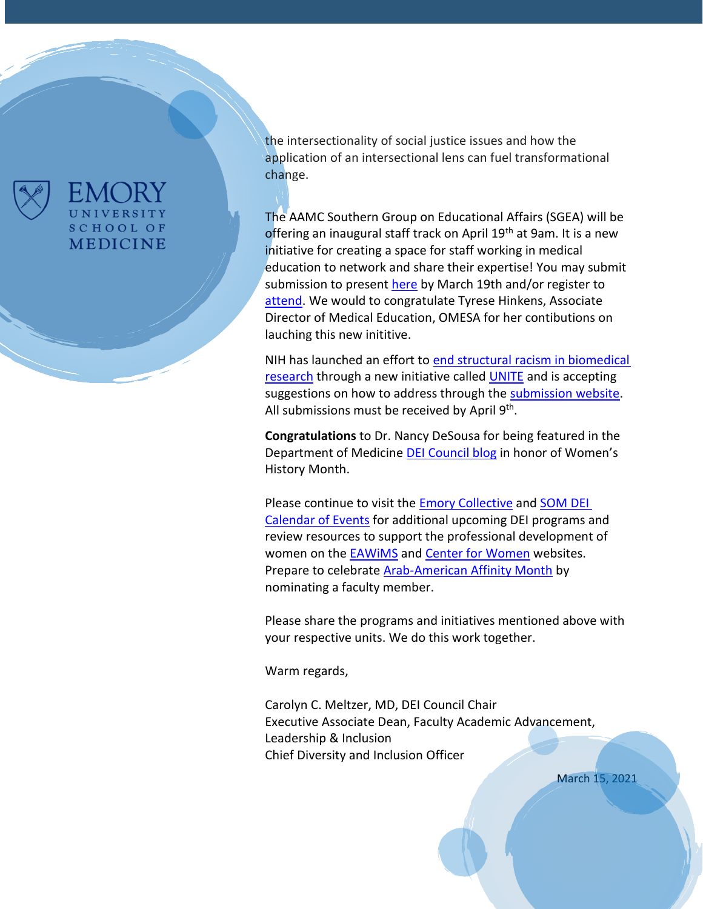the intersectionality of social justice issues and how the application of an intersectional lens can fuel transformational change.

The AAMC Southern Group on Educational Affairs (SGEA) will be offering an inaugural staff track on April 19th at 9am. It is a new initiative for creating a space for staff working in medical education to network and share their expertise! You may submit submission to present here by March 19th and/or register to attend. We would to congratulate Tyrese Hinkens, Associate Director of Medical Education, OMESA for her contibutions on lauching this new initiative.

NIH has launched an effort to end structural racism in biomedical research through a new initiative called UNITE and is accepting suggestions on how to address through the submission website. All submissions must be received by April 9th.

**Congratulations** to Dr. Nancy DeSousa for being featured in the Department of Medicine DEI Council blog in honor of Women's History Month.

Please continue to visit the Emory Collective and SOM DEI Calendar of Events for additional upcoming DEI programs and review resources to support the professional development of women on the EAWiMS and Center for Women websites. Prepare to celebrate Arab-American Affinity Month by nominating a faculty member.

Please share the programs and initiatives mentioned above with your respective units. We do this work together.

Warm regards,

Carolyn C. Meltzer, MD, DEI Council Chair
Executive Associate Dean, Faculty Academic Advancement, Leadership & Inclusion
Chief Diversity and Inclusion Officer

March 15, 2021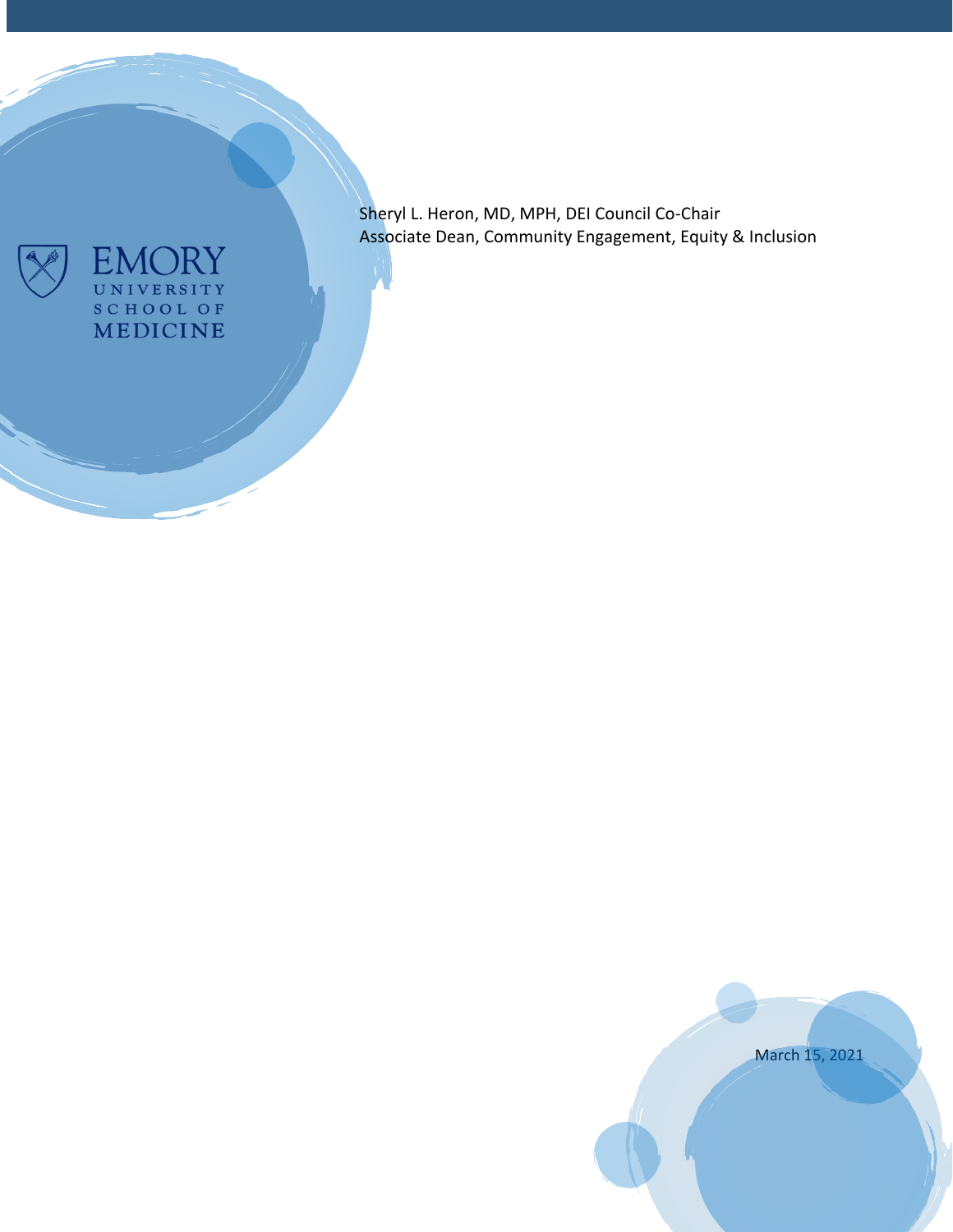EMORY
UNIVERSITY
SCHOOL OF
MEDICINE

Sheryl L. Heron, MD, MPH, DEI Council Co-Chair
Associate Dean, Community Engagement, Equity & Inclusion

March 15, 2021